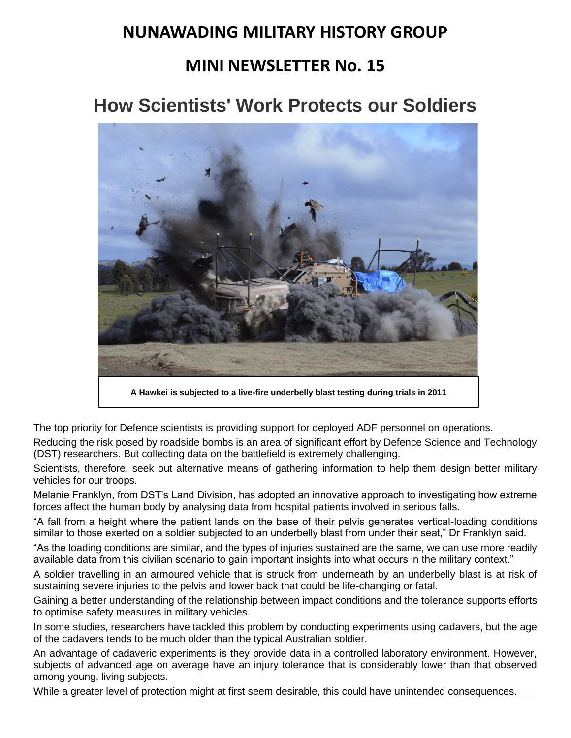# NUNAWADING MILITARY HISTORY GROUP

## MINI NEWSLETTER No. 15

# How Scientists' Work Protects our Soldiers

**A Hawkei is subjected to a live-fire underbelly blast testing during trials in 2011**

The top priority for Defence scientists is providing support for deployed ADF personnel on operations.

Reducing the risk posed by roadside bombs is an area of significant effort by Defence Science and Technology (DST) researchers. But collecting data on the battlefield is extremely challenging.

Scientists, therefore, seek out alternative means of gathering information to help them design better military vehicles for our troops.

Melanie Franklyn, from DST's Land Division, has adopted an innovative approach to investigating how extreme forces affect the human body by analysing data from hospital patients involved in serious falls.

"A fall from a height where the patient lands on the base of their pelvis generates vertical-loading conditions similar to those exerted on a soldier subjected to an underbelly blast from under their seat," Dr Franklyn said.

"As the loading conditions are similar, and the types of injuries sustained are the same, we can use more readily available data from this civilian scenario to gain important insights into what occurs in the military context."

A soldier travelling in an armoured vehicle that is struck from underneath by an underbelly blast is at risk of sustaining severe injuries to the pelvis and lower back that could be life-changing or fatal.

Gaining a better understanding of the relationship between impact conditions and the tolerance supports efforts to optimise safety measures in military vehicles.

In some studies, researchers have tackled this problem by conducting experiments using cadavers, but the age of the cadavers tends to be much older than the typical Australian soldier.

An advantage of cadaveric experiments is they provide data in a controlled laboratory environment. However, subjects of advanced age on average have an injury tolerance that is considerably lower than that observed among young, living subjects.

While a greater level of protection might at first seem desirable, this could have unintended consequences.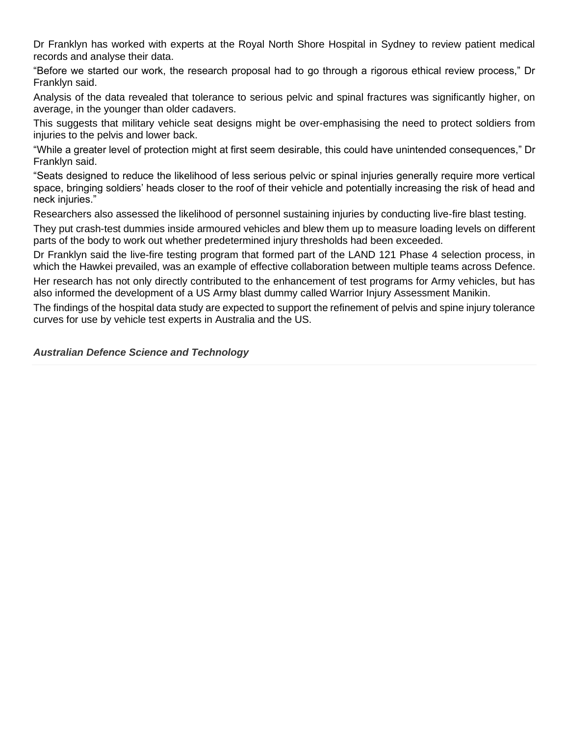Dr Franklyn has worked with experts at the Royal North Shore Hospital in Sydney to review patient medical records and analyse their data.

“Before we started our work, the research proposal had to go through a rigorous ethical review process,” Dr Franklyn said.

Analysis of the data revealed that tolerance to serious pelvic and spinal fractures was significantly higher, on average, in the younger than older cadavers.

This suggests that military vehicle seat designs might be over-emphasising the need to protect soldiers from injuries to the pelvis and lower back.

“While a greater level of protection might at first seem desirable, this could have unintended consequences,” Dr Franklyn said.

“Seats designed to reduce the likelihood of less serious pelvic or spinal injuries generally require more vertical space, bringing soldiers’ heads closer to the roof of their vehicle and potentially increasing the risk of head and neck injuries.”

Researchers also assessed the likelihood of personnel sustaining injuries by conducting live-fire blast testing.

They put crash-test dummies inside armoured vehicles and blew them up to measure loading levels on different parts of the body to work out whether predetermined injury thresholds had been exceeded.

Dr Franklyn said the live-fire testing program that formed part of the LAND 121 Phase 4 selection process, in which the Hawkei prevailed, was an example of effective collaboration between multiple teams across Defence.

Her research has not only directly contributed to the enhancement of test programs for Army vehicles, but has also informed the development of a US Army blast dummy called Warrior Injury Assessment Manikin.

The findings of the hospital data study are expected to support the refinement of pelvis and spine injury tolerance curves for use by vehicle test experts in Australia and the US.

***Australian Defence Science and Technology***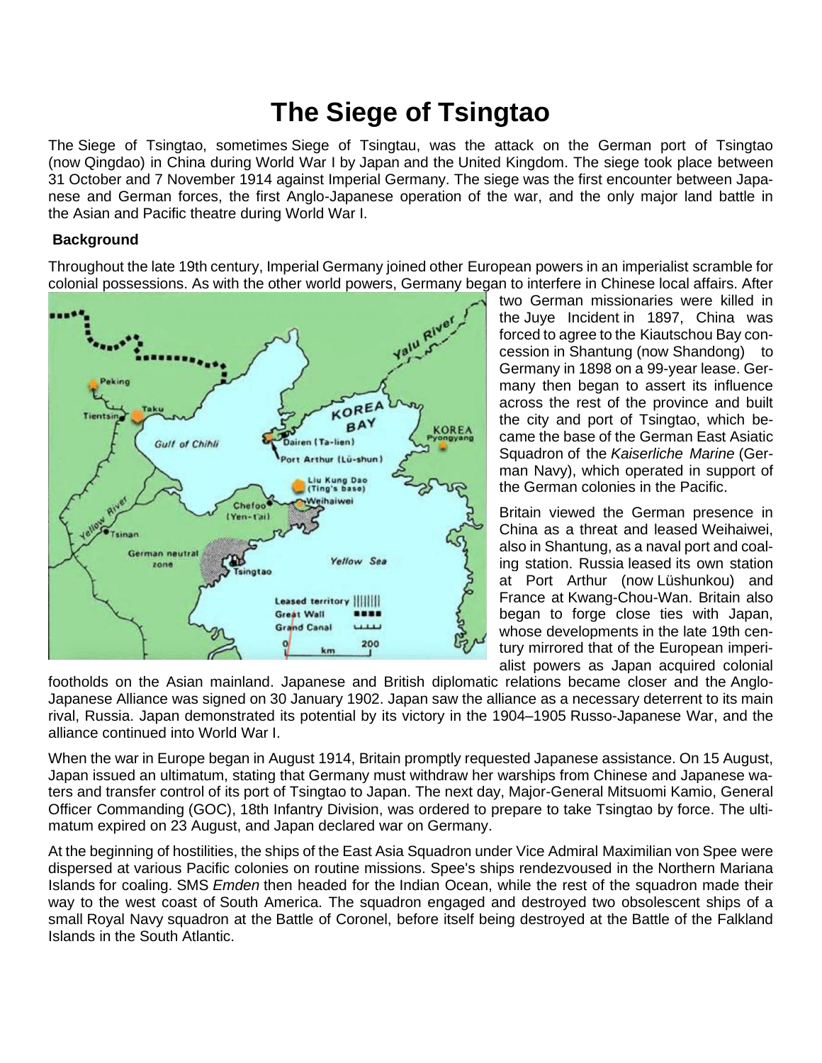# The Siege of Tsingtao

The Siege of Tsingtao, sometimes Siege of Tsingtau, was the attack on the German port of Tsingtao (now Qingdao) in China during World War I by Japan and the United Kingdom. The siege took place between 31 October and 7 November 1914 against Imperial Germany. The siege was the first encounter between Japanese and German forces, the first Anglo-Japanese operation of the war, and the only major land battle in the Asian and Pacific theatre during World War I.

**Background**

Throughout the late 19th century, Imperial Germany joined other European powers in an imperialist scramble for colonial possessions. As with the other world powers, Germany began to interfere in Chinese local affairs. After two German missionaries were killed in the Juye Incident in 1897, China was forced to agree to the Kiautschou Bay concession in Shantung (now Shandong) to Germany in 1898 on a 99-year lease. Germany then began to assert its influence across the rest of the province and built the city and port of Tsingtao, which became the base of the German East Asiatic Squadron of the *Kaiserliche Marine* (German Navy), which operated in support of the German colonies in the Pacific.

Britain viewed the German presence in China as a threat and leased Weihaiwei, also in Shantung, as a naval port and coaling station. Russia leased its own station at Port Arthur (now Lüshunkou) and France at Kwang-Chou-Wan. Britain also began to forge close ties with Japan, whose developments in the late 19th century mirrored that of the European imperialist powers as Japan acquired colonial footholds on the Asian mainland. Japanese and British diplomatic relations became closer and the Anglo-Japanese Alliance was signed on 30 January 1902. Japan saw the alliance as a necessary deterrent to its main rival, Russia. Japan demonstrated its potential by its victory in the 1904–1905 Russo-Japanese War, and the alliance continued into World War I.

When the war in Europe began in August 1914, Britain promptly requested Japanese assistance. On 15 August, Japan issued an ultimatum, stating that Germany must withdraw her warships from Chinese and Japanese waters and transfer control of its port of Tsingtao to Japan. The next day, Major-General Mitsuomi Kamio, General Officer Commanding (GOC), 18th Infantry Division, was ordered to prepare to take Tsingtao by force. The ultimatum expired on 23 August, and Japan declared war on Germany.

At the beginning of hostilities, the ships of the East Asia Squadron under Vice Admiral Maximilian von Spee were dispersed at various Pacific colonies on routine missions. Spee's ships rendezvoused in the Northern Mariana Islands for coaling. SMS *Emden* then headed for the Indian Ocean, while the rest of the squadron made their way to the west coast of South America. The squadron engaged and destroyed two obsolescent ships of a small Royal Navy squadron at the Battle of Coronel, before itself being destroyed at the Battle of the Falkland Islands in the South Atlantic.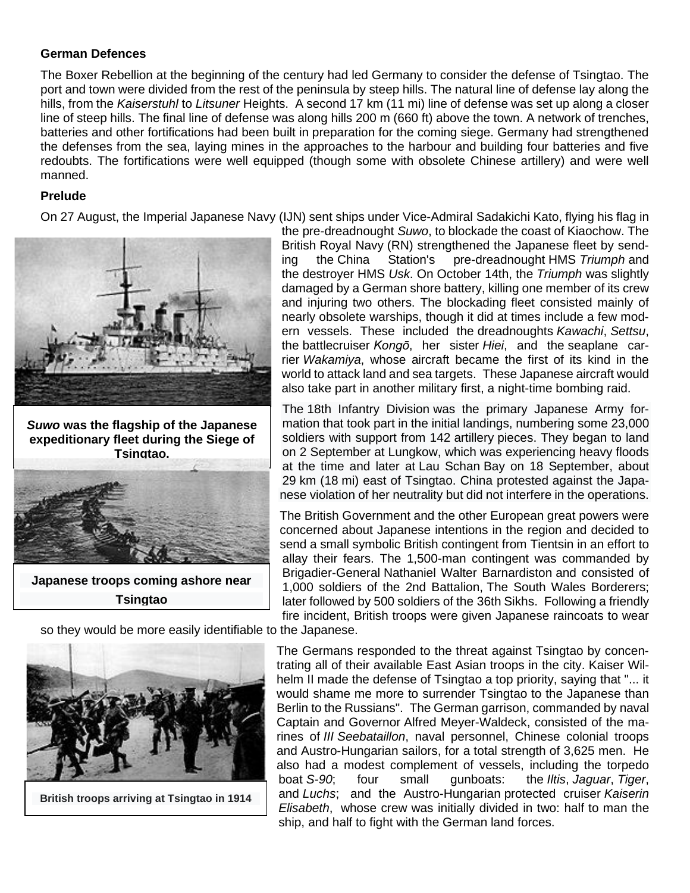**German Defences**

The Boxer Rebellion at the beginning of the century had led Germany to consider the defense of Tsingtao. The port and town were divided from the rest of the peninsula by steep hills. The natural line of defense lay along the hills, from the *Kaiserstuhl* to *Litsuner* Heights. A second 17 km (11 mi) line of defense was set up along a closer line of steep hills. The final line of defense was along hills 200 m (660 ft) above the town. A network of trenches, batteries and other fortifications had been built in preparation for the coming siege. Germany had strengthened the defenses from the sea, laying mines in the approaches to the harbour and building four batteries and five redoubts. The fortifications were well equipped (though some with obsolete Chinese artillery) and were well manned.

**Prelude**

On 27 August, the Imperial Japanese Navy (IJN) sent ships under Vice-Admiral Sadakichi Kato, flying his flag in the pre-dreadnought *Suwo*, to blockade the coast of Kiaochow. The British Royal Navy (RN) strengthened the Japanese fleet by sending the China Station's pre-dreadnought HMS *Triumph* and the destroyer HMS *Usk*. On October 14th, the *Triumph* was slightly damaged by a German shore battery, killing one member of its crew and injuring two others. The blockading fleet consisted mainly of nearly obsolete warships, though it did at times include a few modern vessels. These included the dreadnoughts *Kawachi*, *Settsu*, the battlecruiser *Kongō*, her sister *Hiei*, and the seaplane carrier *Wakamiya*, whose aircraft became the first of its kind in the world to attack land and sea targets. These Japanese aircraft would also take part in another military first, a night-time bombing raid.

***Suwo* was the flagship of the Japanese expeditionary fleet during the Siege of Tsingtao.**

The 18th Infantry Division was the primary Japanese Army formation that took part in the initial landings, numbering some 23,000 soldiers with support from 142 artillery pieces. They began to land on 2 September at Lungkow, which was experiencing heavy floods at the time and later at Lau Schan Bay on 18 September, about 29 km (18 mi) east of Tsingtao. China protested against the Japanese violation of her neutrality but did not interfere in the operations.

**Japanese troops coming ashore near Tsingtao**

The British Government and the other European great powers were concerned about Japanese intentions in the region and decided to send a small symbolic British contingent from Tientsin in an effort to allay their fears. The 1,500-man contingent was commanded by Brigadier-General Nathaniel Walter Barnardiston and consisted of 1,000 soldiers of the 2nd Battalion, The South Wales Borderers; later followed by 500 soldiers of the 36th Sikhs. Following a friendly fire incident, British troops were given Japanese raincoats to wear so they would be more easily identifiable to the Japanese.

The Germans responded to the threat against Tsingtao by concentrating all of their available East Asian troops in the city. Kaiser Wilhelm II made the defense of Tsingtao a top priority, saying that "... it would shame me more to surrender Tsingtao to the Japanese than Berlin to the Russians". The German garrison, commanded by naval Captain and Governor Alfred Meyer-Waldeck, consisted of the marines of *III Seebataillon*, naval personnel, Chinese colonial troops and Austro-Hungarian sailors, for a total strength of 3,625 men. He also had a modest complement of vessels, including the torpedo boat *S-90*; four small gunboats: the *Iltis*, *Jaguar*, *Tiger*, and *Luchs*; and the Austro-Hungarian protected cruiser *Kaiserin Elisabeth*, whose crew was initially divided in two: half to man the ship, and half to fight with the German land forces.

**British troops arriving at Tsingtao in 1914**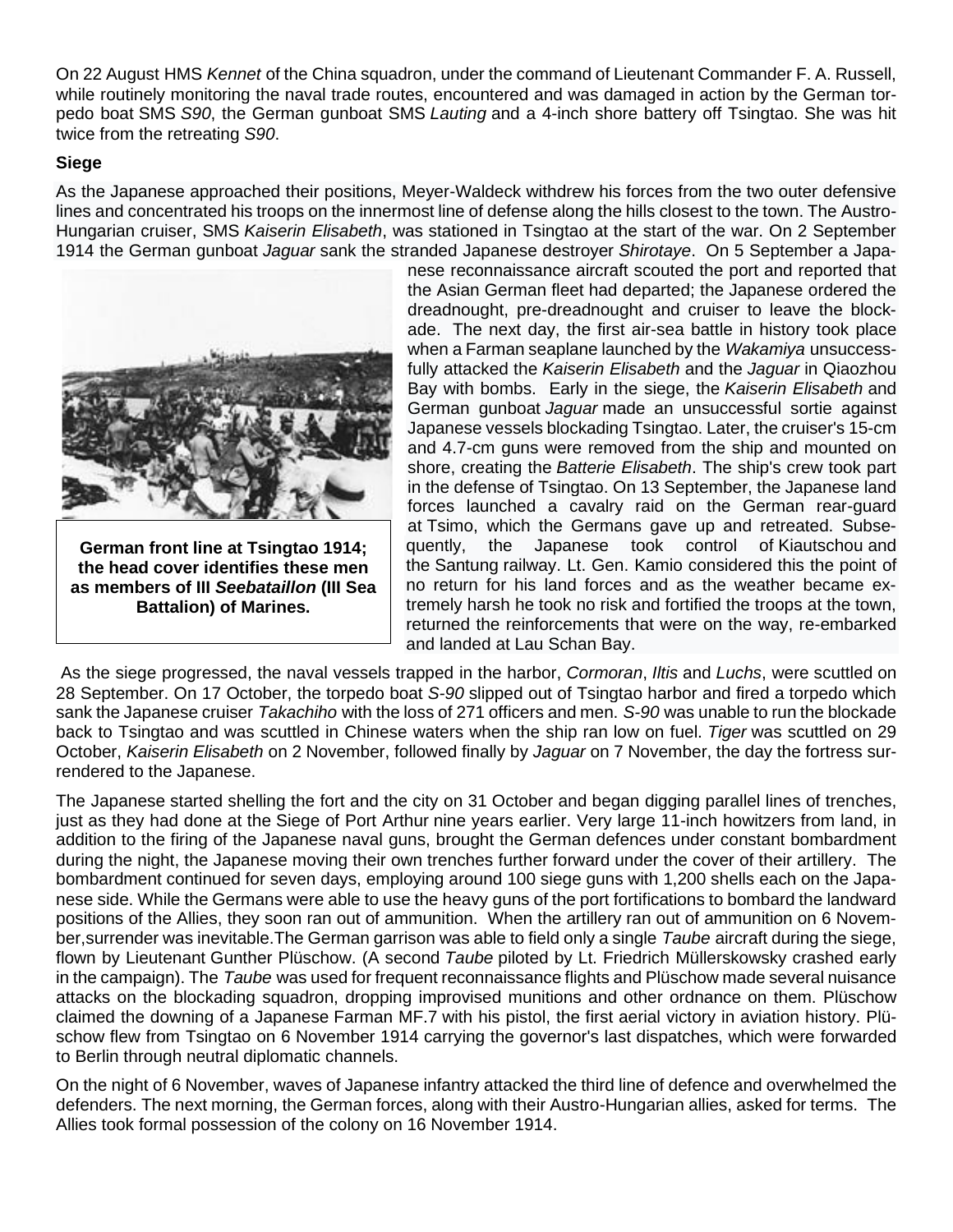On 22 August HMS *Kennet* of the China squadron, under the command of Lieutenant Commander F. A. Russell, while routinely monitoring the naval trade routes, encountered and was damaged in action by the German torpedo boat SMS *S90*, the German gunboat SMS *Lauting* and a 4-inch shore battery off Tsingtao. She was hit twice from the retreating *S90*.

**Siege**

As the Japanese approached their positions, Meyer-Waldeck withdrew his forces from the two outer defensive lines and concentrated his troops on the innermost line of defense along the hills closest to the town. The Austro-Hungarian cruiser, SMS *Kaiserin Elisabeth*, was stationed in Tsingtao at the start of the war. On 2 September 1914 the German gunboat *Jaguar* sank the stranded Japanese destroyer *Shirotaye*. On 5 September a Japanese reconnaissance aircraft scouted the port and reported that the Asian German fleet had departed; the Japanese ordered the dreadnought, pre-dreadnought and cruiser to leave the blockade. The next day, the first air-sea battle in history took place when a Farman seaplane launched by the *Wakamiya* unsuccessfully attacked the *Kaiserin Elisabeth* and the *Jaguar* in Qiaozhou Bay with bombs. Early in the siege, the *Kaiserin Elisabeth* and German gunboat *Jaguar* made an unsuccessful sortie against Japanese vessels blockading Tsingtao. Later, the cruiser's 15-cm and 4.7-cm guns were removed from the ship and mounted on shore, creating the *Batterie Elisabeth*. The ship's crew took part in the defense of Tsingtao. On 13 September, the Japanese land forces launched a cavalry raid on the German rear-guard at Tsimo, which the Germans gave up and retreated. Subsequently, the Japanese took control of Kiautschou and the Santung railway. Lt. Gen. Kamio considered this the point of no return for his land forces and as the weather became extremely harsh he took no risk and fortified the troops at the town, returned the reinforcements that were on the way, re-embarked and landed at Lau Schan Bay.

**German front line at Tsingtao 1914; the head cover identifies these men as members of III *Seebataillon* (III Sea Battalion) of Marines.**

As the siege progressed, the naval vessels trapped in the harbor, *Cormoran*, *Iltis* and *Luchs*, were scuttled on 28 September. On 17 October, the torpedo boat *S-90* slipped out of Tsingtao harbor and fired a torpedo which sank the Japanese cruiser *Takachiho* with the loss of 271 officers and men. *S-90* was unable to run the blockade back to Tsingtao and was scuttled in Chinese waters when the ship ran low on fuel. *Tiger* was scuttled on 29 October, *Kaiserin Elisabeth* on 2 November, followed finally by *Jaguar* on 7 November, the day the fortress surrendered to the Japanese.

The Japanese started shelling the fort and the city on 31 October and began digging parallel lines of trenches, just as they had done at the Siege of Port Arthur nine years earlier. Very large 11-inch howitzers from land, in addition to the firing of the Japanese naval guns, brought the German defences under constant bombardment during the night, the Japanese moving their own trenches further forward under the cover of their artillery. The bombardment continued for seven days, employing around 100 siege guns with 1,200 shells each on the Japanese side. While the Germans were able to use the heavy guns of the port fortifications to bombard the landward positions of the Allies, they soon ran out of ammunition. When the artillery ran out of ammunition on 6 November,surrender was inevitable.The German garrison was able to field only a single *Taube* aircraft during the siege, flown by Lieutenant Gunther Plüschow. (A second *Taube* piloted by Lt. Friedrich Müllerskowsky crashed early in the campaign). The *Taube* was used for frequent reconnaissance flights and Plüschow made several nuisance attacks on the blockading squadron, dropping improvised munitions and other ordnance on them. Plüschow claimed the downing of a Japanese Farman MF.7 with his pistol, the first aerial victory in aviation history. Plüschow flew from Tsingtao on 6 November 1914 carrying the governor's last dispatches, which were forwarded to Berlin through neutral diplomatic channels.

On the night of 6 November, waves of Japanese infantry attacked the third line of defence and overwhelmed the defenders. The next morning, the German forces, along with their Austro-Hungarian allies, asked for terms. The Allies took formal possession of the colony on 16 November 1914.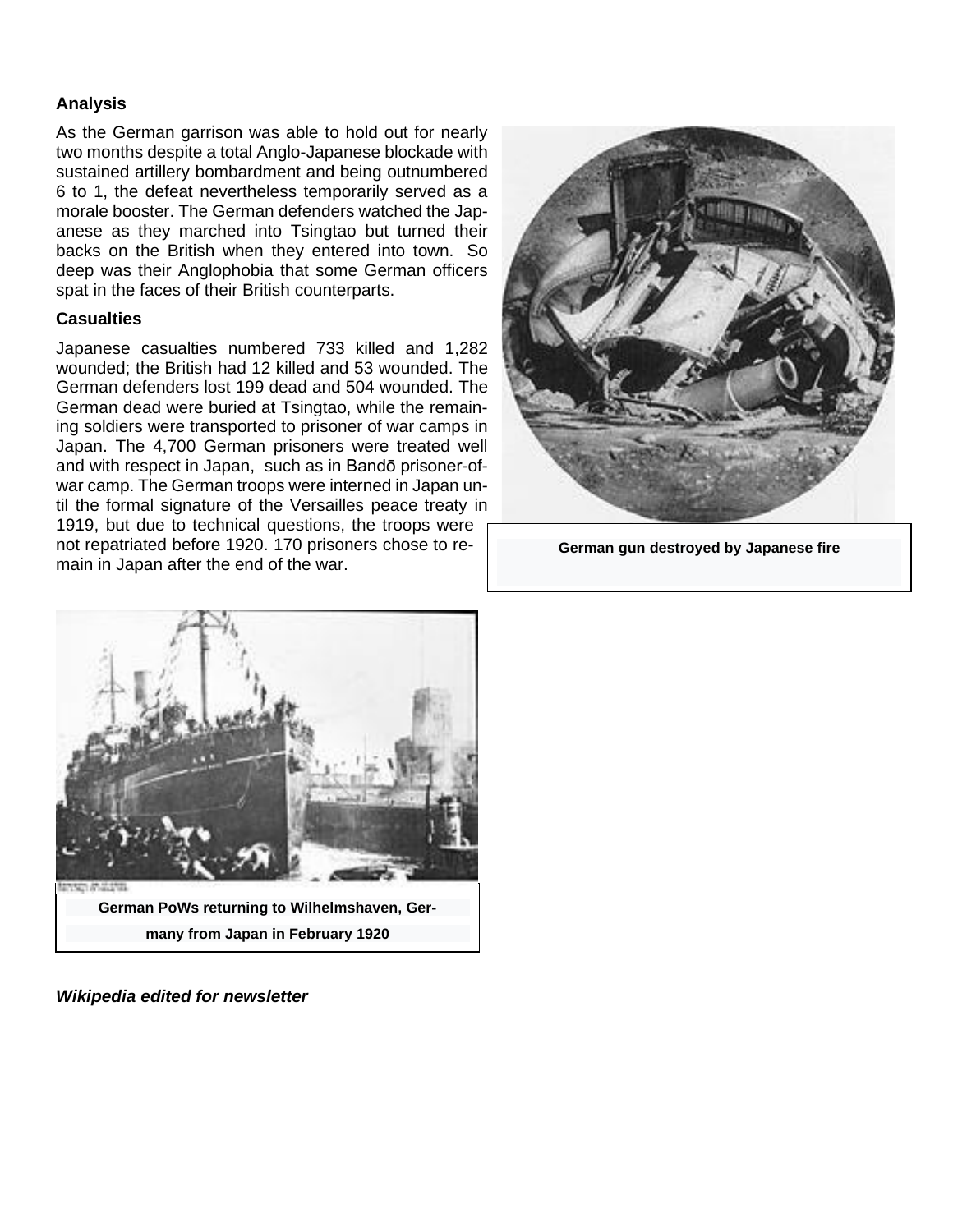### Analysis

As the German garrison was able to hold out for nearly two months despite a total Anglo-Japanese blockade with sustained artillery bombardment and being outnumbered 6 to 1, the defeat nevertheless temporarily served as a morale booster. The German defenders watched the Japanese as they marched into Tsingtao but turned their backs on the British when they entered into town. So deep was their Anglophobia that some German officers spat in the faces of their British counterparts.

### Casualties

Japanese casualties numbered 733 killed and 1,282 wounded; the British had 12 killed and 53 wounded. The German defenders lost 199 dead and 504 wounded. The German dead were buried at Tsingtao, while the remaining soldiers were transported to prisoner of war camps in Japan. The 4,700 German prisoners were treated well and with respect in Japan, such as in Bandō prisoner-of-war camp. The German troops were interned in Japan until the formal signature of the Versailles peace treaty in 1919, but due to technical questions, the troops were not repatriated before 1920. 170 prisoners chose to remain in Japan after the end of the war.

**German gun destroyed by Japanese fire**

**German PoWs returning to Wilhelmshaven, Germany from Japan in February 1920**

***Wikipedia edited for newsletter***